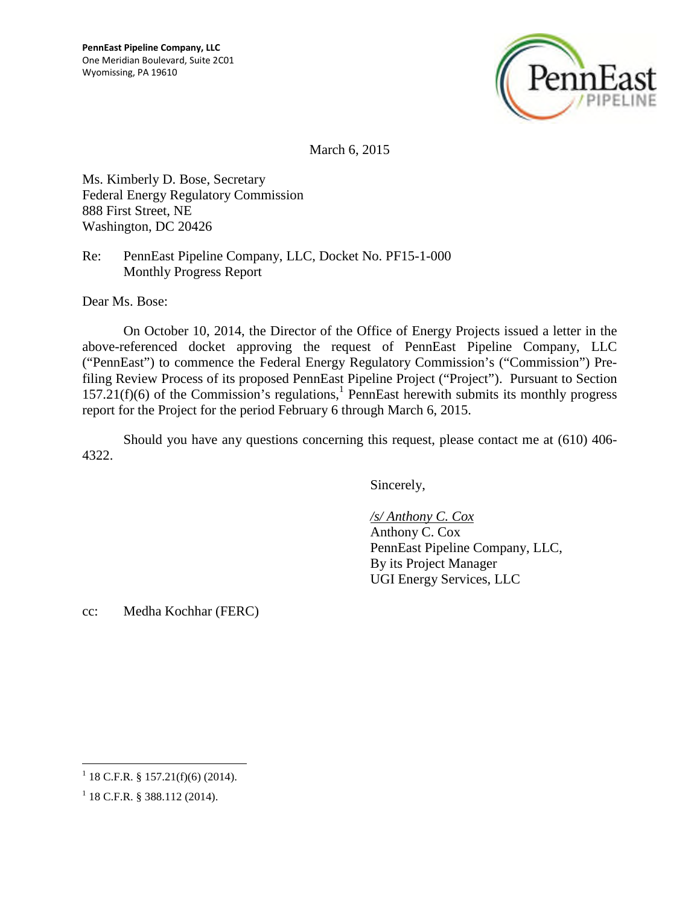**PennEast Pipeline Company, LLC**
One Meridian Boulevard, Suite 2C01
Wyomissing, PA 19610

March 6, 2015

Ms. Kimberly D. Bose, Secretary
Federal Energy Regulatory Commission
888 First Street, NE
Washington, DC 20426

Re: PennEast Pipeline Company, LLC, Docket No. PF15-1-000
Monthly Progress Report

Dear Ms. Bose:

On October 10, 2014, the Director of the Office of Energy Projects issued a letter in the above-referenced docket approving the request of PennEast Pipeline Company, LLC ("PennEast") to commence the Federal Energy Regulatory Commission's ("Commission") Pre-filing Review Process of its proposed PennEast Pipeline Project ("Project"). Pursuant to Section 157.21(f)(6) of the Commission's regulations,[1] PennEast herewith submits its monthly progress report for the Project for the period February 6 through March 6, 2015.

Should you have any questions concerning this request, please contact me at (610) 406-4322.

Sincerely,

*/s/ Anthony C. Cox*
Anthony C. Cox
PennEast Pipeline Company, LLC,
By its Project Manager
UGI Energy Services, LLC

cc: Medha Kochhar (FERC)

---

[1] 18 C.F.R. § 157.21(f)(6) (2014).

[1] 18 C.F.R. § 388.112 (2014).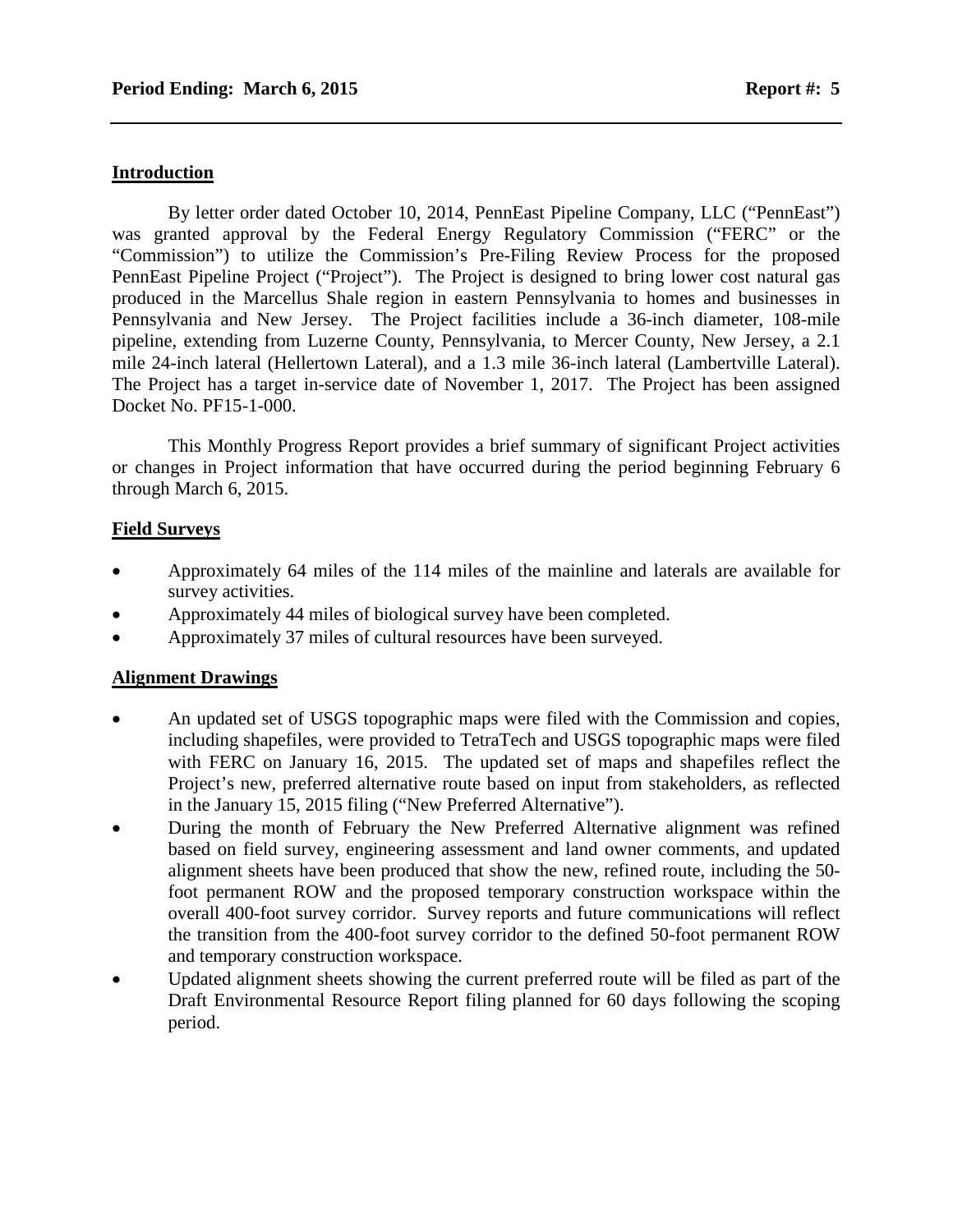## Introduction

By letter order dated October 10, 2014, PennEast Pipeline Company, LLC ("PennEast") was granted approval by the Federal Energy Regulatory Commission ("FERC" or the "Commission") to utilize the Commission's Pre-Filing Review Process for the proposed PennEast Pipeline Project ("Project"). The Project is designed to bring lower cost natural gas produced in the Marcellus Shale region in eastern Pennsylvania to homes and businesses in Pennsylvania and New Jersey. The Project facilities include a 36-inch diameter, 108-mile pipeline, extending from Luzerne County, Pennsylvania, to Mercer County, New Jersey, a 2.1 mile 24-inch lateral (Hellertown Lateral), and a 1.3 mile 36-inch lateral (Lambertville Lateral). The Project has a target in-service date of November 1, 2017. The Project has been assigned Docket No. PF15-1-000.

This Monthly Progress Report provides a brief summary of significant Project activities or changes in Project information that have occurred during the period beginning February 6 through March 6, 2015.

## Field Surveys

- Approximately 64 miles of the 114 miles of the mainline and laterals are available for survey activities.
- Approximately 44 miles of biological survey have been completed.
- Approximately 37 miles of cultural resources have been surveyed.

## Alignment Drawings

- An updated set of USGS topographic maps were filed with the Commission and copies, including shapefiles, were provided to TetraTech and USGS topographic maps were filed with FERC on January 16, 2015. The updated set of maps and shapefiles reflect the Project's new, preferred alternative route based on input from stakeholders, as reflected in the January 15, 2015 filing ("New Preferred Alternative").
- During the month of February the New Preferred Alternative alignment was refined based on field survey, engineering assessment and land owner comments, and updated alignment sheets have been produced that show the new, refined route, including the 50-foot permanent ROW and the proposed temporary construction workspace within the overall 400-foot survey corridor. Survey reports and future communications will reflect the transition from the 400-foot survey corridor to the defined 50-foot permanent ROW and temporary construction workspace.
- Updated alignment sheets showing the current preferred route will be filed as part of the Draft Environmental Resource Report filing planned for 60 days following the scoping period.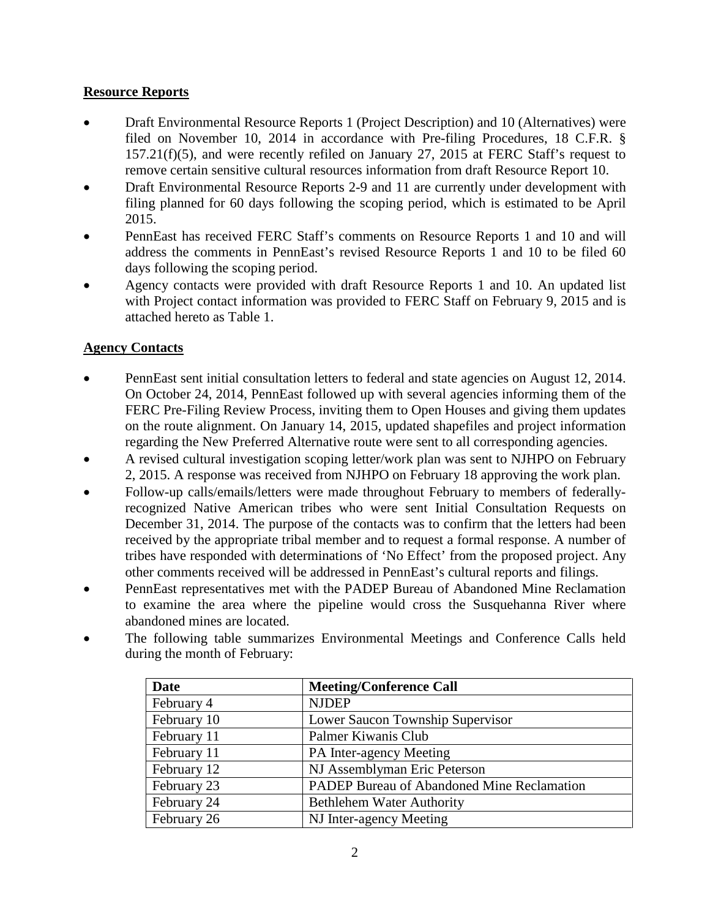**Resource Reports**

- Draft Environmental Resource Reports 1 (Project Description) and 10 (Alternatives) were filed on November 10, 2014 in accordance with Pre-filing Procedures, 18 C.F.R. § 157.21(f)(5), and were recently refiled on January 27, 2015 at FERC Staff's request to remove certain sensitive cultural resources information from draft Resource Report 10.
- Draft Environmental Resource Reports 2-9 and 11 are currently under development with filing planned for 60 days following the scoping period, which is estimated to be April 2015.
- PennEast has received FERC Staff's comments on Resource Reports 1 and 10 and will address the comments in PennEast's revised Resource Reports 1 and 10 to be filed 60 days following the scoping period.
- Agency contacts were provided with draft Resource Reports 1 and 10. An updated list with Project contact information was provided to FERC Staff on February 9, 2015 and is attached hereto as Table 1.

**Agency Contacts**

- PennEast sent initial consultation letters to federal and state agencies on August 12, 2014. On October 24, 2014, PennEast followed up with several agencies informing them of the FERC Pre-Filing Review Process, inviting them to Open Houses and giving them updates on the route alignment. On January 14, 2015, updated shapefiles and project information regarding the New Preferred Alternative route were sent to all corresponding agencies.
- A revised cultural investigation scoping letter/work plan was sent to NJHPO on February 2, 2015. A response was received from NJHPO on February 18 approving the work plan.
- Follow-up calls/emails/letters were made throughout February to members of federally-recognized Native American tribes who were sent Initial Consultation Requests on December 31, 2014. The purpose of the contacts was to confirm that the letters had been received by the appropriate tribal member and to request a formal response. A number of tribes have responded with determinations of 'No Effect' from the proposed project. Any other comments received will be addressed in PennEast's cultural reports and filings.
- PennEast representatives met with the PADEP Bureau of Abandoned Mine Reclamation to examine the area where the pipeline would cross the Susquehanna River where abandoned mines are located.
- The following table summarizes Environmental Meetings and Conference Calls held during the month of February:

| Date | Meeting/Conference Call |
|---|---|
| February 4 | NJDEP |
| February 10 | Lower Saucon Township Supervisor |
| February 11 | Palmer Kiwanis Club |
| February 11 | PA Inter-agency Meeting |
| February 12 | NJ Assemblyman Eric Peterson |
| February 23 | PADEP Bureau of Abandoned Mine Reclamation |
| February 24 | Bethlehem Water Authority |
| February 26 | NJ Inter-agency Meeting |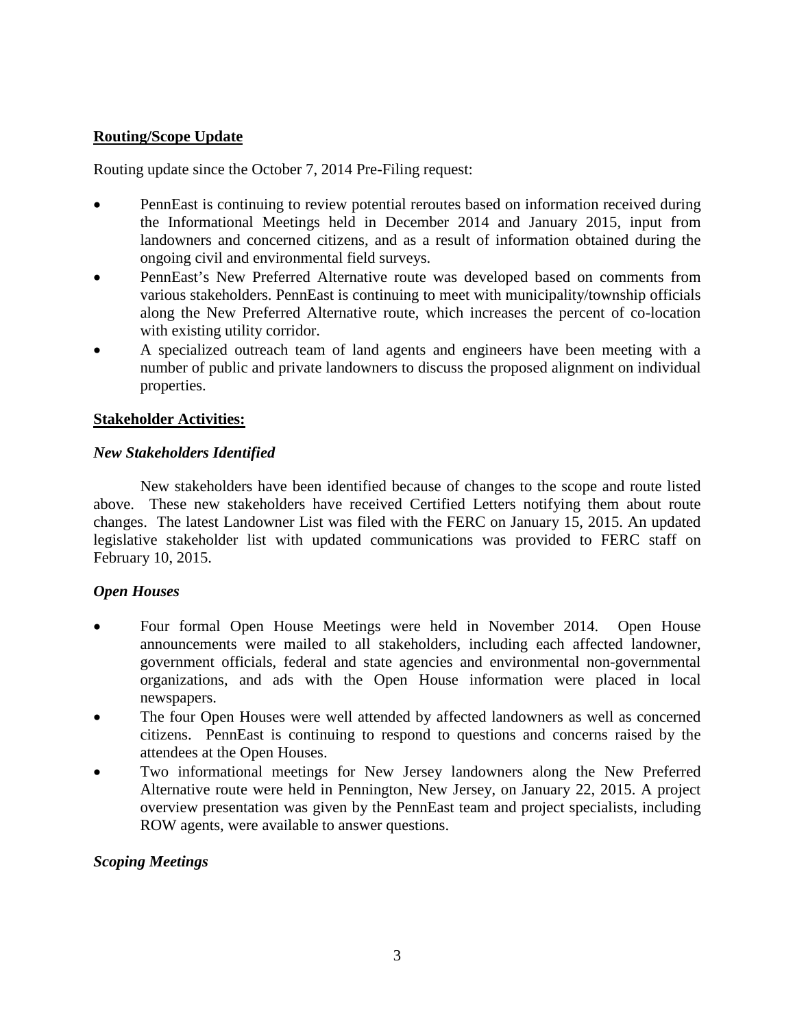**Routing/Scope Update**

Routing update since the October 7, 2014 Pre-Filing request:

- PennEast is continuing to review potential reroutes based on information received during the Informational Meetings held in December 2014 and January 2015, input from landowners and concerned citizens, and as a result of information obtained during the ongoing civil and environmental field surveys.
- PennEast's New Preferred Alternative route was developed based on comments from various stakeholders. PennEast is continuing to meet with municipality/township officials along the New Preferred Alternative route, which increases the percent of co-location with existing utility corridor.
- A specialized outreach team of land agents and engineers have been meeting with a number of public and private landowners to discuss the proposed alignment on individual properties.

**Stakeholder Activities:**

***New Stakeholders Identified***

New stakeholders have been identified because of changes to the scope and route listed above. These new stakeholders have received Certified Letters notifying them about route changes. The latest Landowner List was filed with the FERC on January 15, 2015. An updated legislative stakeholder list with updated communications was provided to FERC staff on February 10, 2015.

***Open Houses***

- Four formal Open House Meetings were held in November 2014. Open House announcements were mailed to all stakeholders, including each affected landowner, government officials, federal and state agencies and environmental non-governmental organizations, and ads with the Open House information were placed in local newspapers.
- The four Open Houses were well attended by affected landowners as well as concerned citizens. PennEast is continuing to respond to questions and concerns raised by the attendees at the Open Houses.
- Two informational meetings for New Jersey landowners along the New Preferred Alternative route were held in Pennington, New Jersey, on January 22, 2015. A project overview presentation was given by the PennEast team and project specialists, including ROW agents, were available to answer questions.

***Scoping Meetings***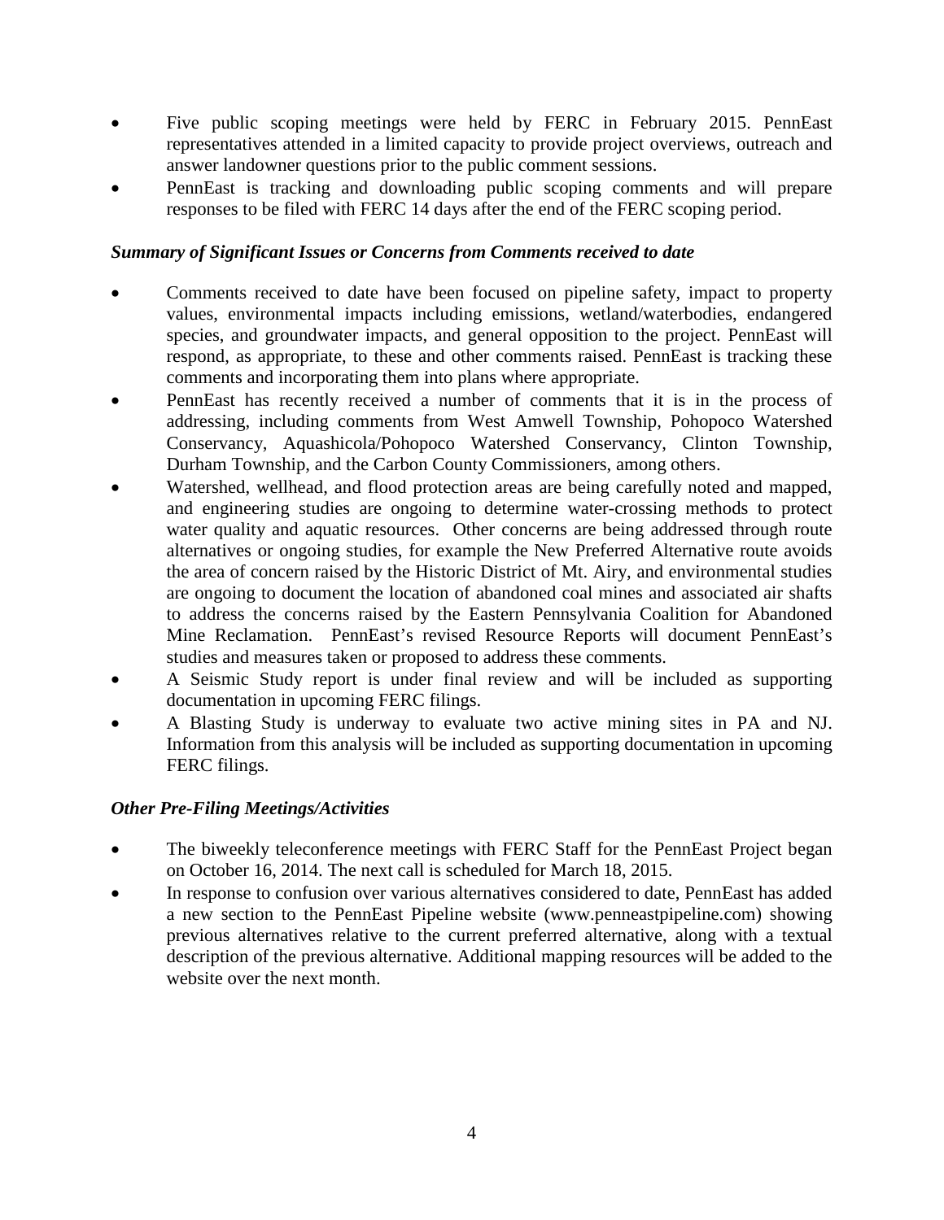- Five public scoping meetings were held by FERC in February 2015. PennEast representatives attended in a limited capacity to provide project overviews, outreach and answer landowner questions prior to the public comment sessions.
- PennEast is tracking and downloading public scoping comments and will prepare responses to be filed with FERC 14 days after the end of the FERC scoping period.

***Summary of Significant Issues or Concerns from Comments received to date***

- Comments received to date have been focused on pipeline safety, impact to property values, environmental impacts including emissions, wetland/waterbodies, endangered species, and groundwater impacts, and general opposition to the project. PennEast will respond, as appropriate, to these and other comments raised. PennEast is tracking these comments and incorporating them into plans where appropriate.
- PennEast has recently received a number of comments that it is in the process of addressing, including comments from West Amwell Township, Pohopoco Watershed Conservancy, Aquashicola/Pohopoco Watershed Conservancy, Clinton Township, Durham Township, and the Carbon County Commissioners, among others.
- Watershed, wellhead, and flood protection areas are being carefully noted and mapped, and engineering studies are ongoing to determine water-crossing methods to protect water quality and aquatic resources. Other concerns are being addressed through route alternatives or ongoing studies, for example the New Preferred Alternative route avoids the area of concern raised by the Historic District of Mt. Airy, and environmental studies are ongoing to document the location of abandoned coal mines and associated air shafts to address the concerns raised by the Eastern Pennsylvania Coalition for Abandoned Mine Reclamation. PennEast's revised Resource Reports will document PennEast's studies and measures taken or proposed to address these comments.
- A Seismic Study report is under final review and will be included as supporting documentation in upcoming FERC filings.
- A Blasting Study is underway to evaluate two active mining sites in PA and NJ. Information from this analysis will be included as supporting documentation in upcoming FERC filings.

***Other Pre-Filing Meetings/Activities***

- The biweekly teleconference meetings with FERC Staff for the PennEast Project began on October 16, 2014. The next call is scheduled for March 18, 2015.
- In response to confusion over various alternatives considered to date, PennEast has added a new section to the PennEast Pipeline website (www.penneastpipeline.com) showing previous alternatives relative to the current preferred alternative, along with a textual description of the previous alternative. Additional mapping resources will be added to the website over the next month.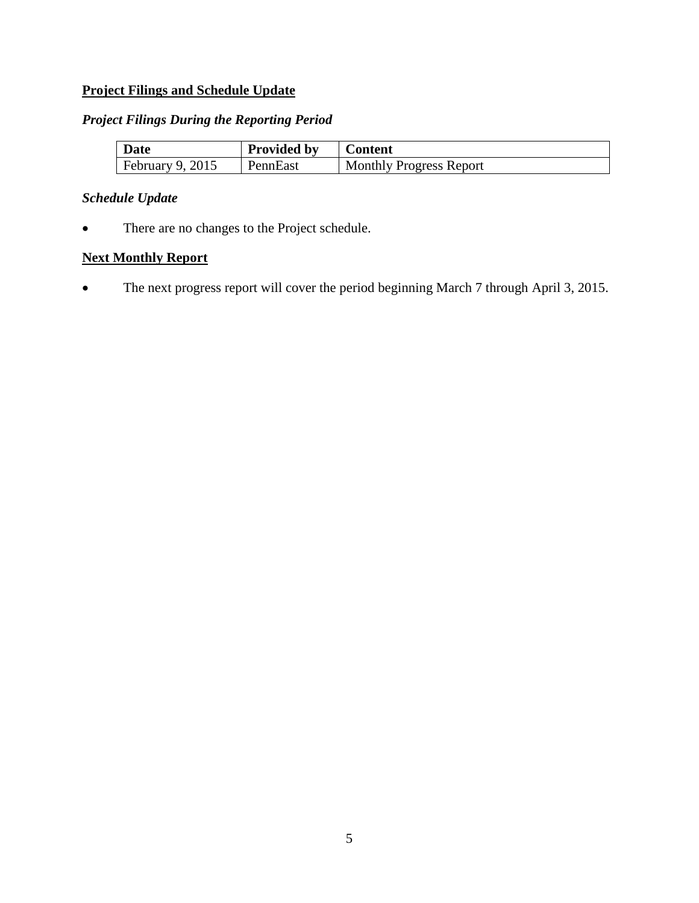## Project Filings and Schedule Update

### *Project Filings During the Reporting Period*

| Date | Provided by | Content |
|---|---|---|
| February 9, 2015 | PennEast | Monthly Progress Report |

### *Schedule Update*

- There are no changes to the Project schedule.

## Next Monthly Report

- The next progress report will cover the period beginning March 7 through April 3, 2015.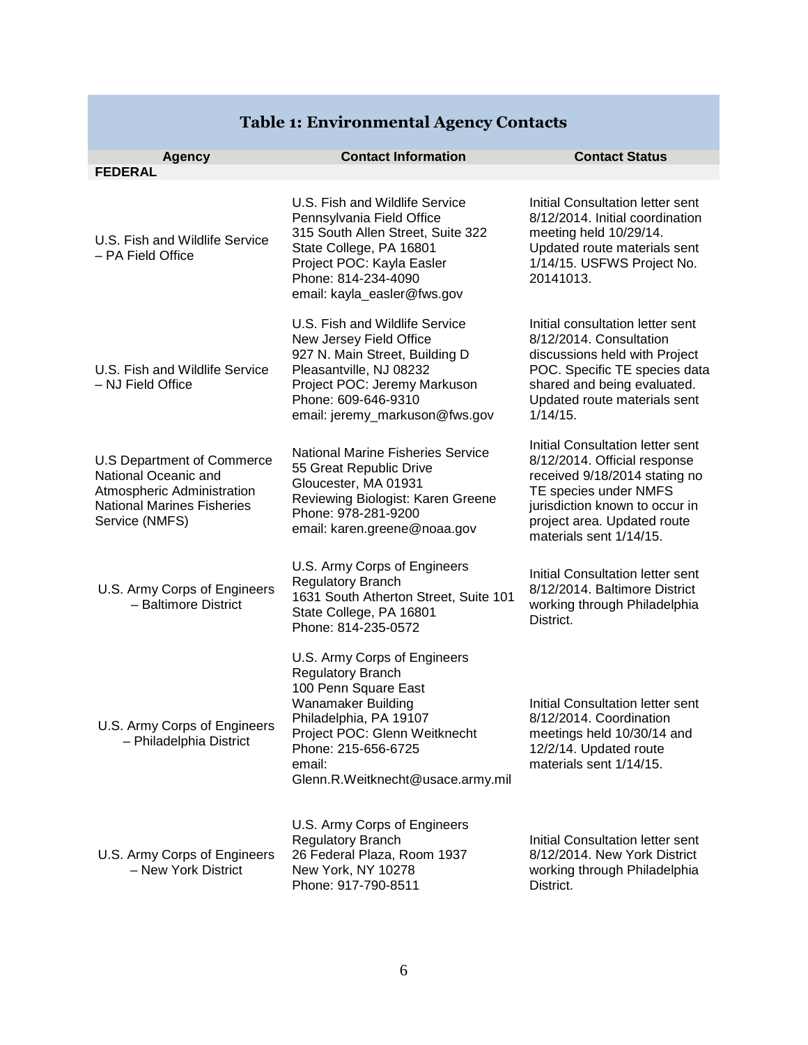## Table 1: Environmental Agency Contacts

| Agency | Contact Information | Contact Status |
|---|---|---|
| **FEDERAL** | | |
| U.S. Fish and Wildlife Service – PA Field Office | U.S. Fish and Wildlife Service<br>Pennsylvania Field Office<br>315 South Allen Street, Suite 322<br>State College, PA 16801<br>Project POC: Kayla Easler<br>Phone: 814-234-4090<br>email: kayla_easler@fws.gov | Initial Consultation letter sent 8/12/2014. Initial coordination meeting held 10/29/14. Updated route materials sent 1/14/15. USFWS Project No. 20141013. |
| U.S. Fish and Wildlife Service – NJ Field Office | U.S. Fish and Wildlife Service<br>New Jersey Field Office<br>927 N. Main Street, Building D<br>Pleasantville, NJ 08232<br>Project POC: Jeremy Markuson<br>Phone: 609-646-9310<br>email: jeremy_markuson@fws.gov | Initial consultation letter sent 8/12/2014. Consultation discussions held with Project POC. Specific TE species data shared and being evaluated. Updated route materials sent 1/14/15. |
| U.S Department of Commerce National Oceanic and Atmospheric Administration National Marines Fisheries Service (NMFS) | National Marine Fisheries Service<br>55 Great Republic Drive<br>Gloucester, MA 01931<br>Reviewing Biologist: Karen Greene<br>Phone: 978-281-9200<br>email: karen.greene@noaa.gov | Initial Consultation letter sent 8/12/2014. Official response received 9/18/2014 stating no TE species under NMFS jurisdiction known to occur in project area. Updated route materials sent 1/14/15. |
| U.S. Army Corps of Engineers – Baltimore District | U.S. Army Corps of Engineers<br>Regulatory Branch<br>1631 South Atherton Street, Suite 101<br>State College, PA 16801<br>Phone: 814-235-0572 | Initial Consultation letter sent 8/12/2014. Baltimore District working through Philadelphia District. |
| U.S. Army Corps of Engineers – Philadelphia District | U.S. Army Corps of Engineers<br>Regulatory Branch<br>100 Penn Square East<br>Wanamaker Building<br>Philadelphia, PA 19107<br>Project POC: Glenn Weitknecht<br>Phone: 215-656-6725<br>email: Glenn.R.Weitknecht@usace.army.mil | Initial Consultation letter sent 8/12/2014. Coordination meetings held 10/30/14 and 12/2/14. Updated route materials sent 1/14/15. |
| U.S. Army Corps of Engineers – New York District | U.S. Army Corps of Engineers<br>Regulatory Branch<br>26 Federal Plaza, Room 1937<br>New York, NY 10278<br>Phone: 917-790-8511 | Initial Consultation letter sent 8/12/2014. New York District working through Philadelphia District. |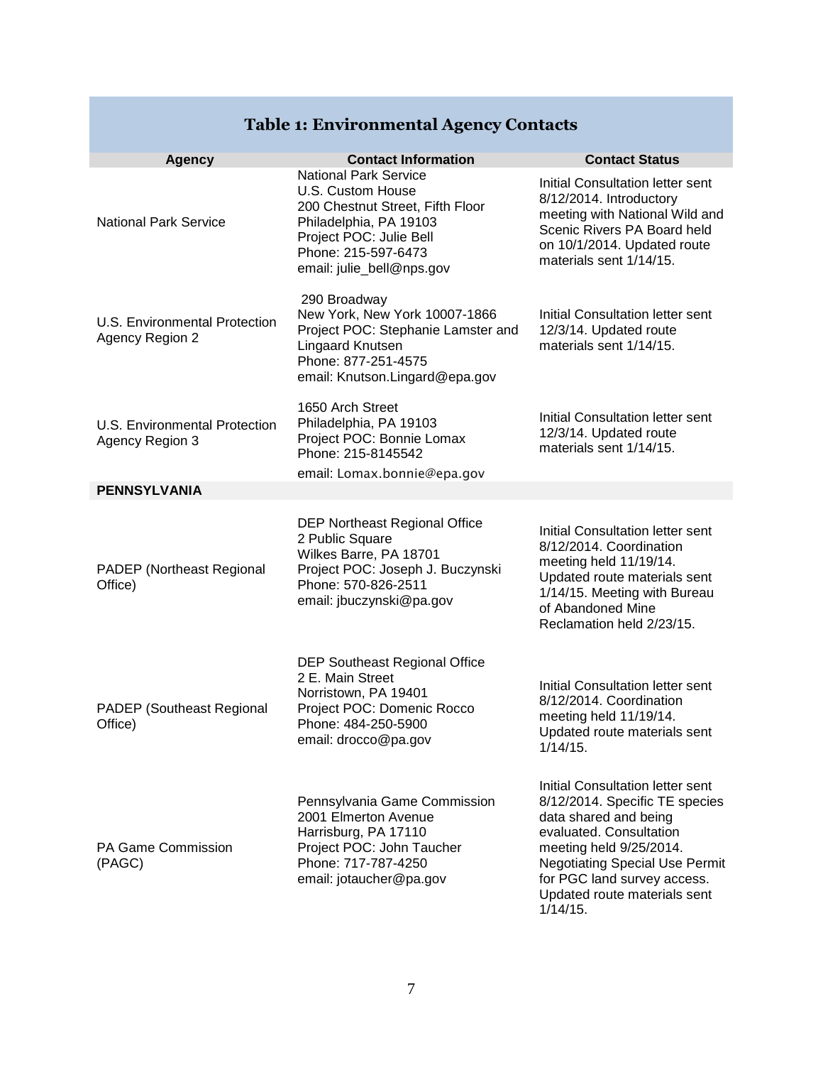## Table 1: Environmental Agency Contacts

| Agency | Contact Information | Contact Status |
|---|---|---|
| National Park Service | National Park Service<br>U.S. Custom House<br>200 Chestnut Street, Fifth Floor<br>Philadelphia, PA 19103<br>Project POC: Julie Bell<br>Phone: 215-597-6473<br>email: julie_bell@nps.gov | Initial Consultation letter sent 8/12/2014. Introductory meeting with National Wild and Scenic Rivers PA Board held on 10/1/2014. Updated route materials sent 1/14/15. |
| U.S. Environmental Protection Agency Region 2 | 290 Broadway<br>New York, New York 10007-1866<br>Project POC: Stephanie Lamster and Lingaard Knutsen<br>Phone: 877-251-4575<br>email: Knutson.Lingard@epa.gov | Initial Consultation letter sent 12/3/14. Updated route materials sent 1/14/15. |
| U.S. Environmental Protection Agency Region 3 | 1650 Arch Street<br>Philadelphia, PA 19103<br>Project POC: Bonnie Lomax<br>Phone: 215-8145542<br>email: Lomax.bonnie@epa.gov | Initial Consultation letter sent 12/3/14. Updated route materials sent 1/14/15. |
| **PENNSYLVANIA** | | |
| PADEP (Northeast Regional Office) | DEP Northeast Regional Office<br>2 Public Square<br>Wilkes Barre, PA 18701<br>Project POC: Joseph J. Buczynski<br>Phone: 570-826-2511<br>email: jbuczynski@pa.gov | Initial Consultation letter sent 8/12/2014. Coordination meeting held 11/19/14. Updated route materials sent 1/14/15. Meeting with Bureau of Abandoned Mine Reclamation held 2/23/15. |
| PADEP (Southeast Regional Office) | DEP Southeast Regional Office<br>2 E. Main Street<br>Norristown, PA 19401<br>Project POC: Domenic Rocco<br>Phone: 484-250-5900<br>email: drocco@pa.gov | Initial Consultation letter sent 8/12/2014. Coordination meeting held 11/19/14. Updated route materials sent 1/14/15. |
| PA Game Commission (PAGC) | Pennsylvania Game Commission<br>2001 Elmerton Avenue<br>Harrisburg, PA 17110<br>Project POC: John Taucher<br>Phone: 717-787-4250<br>email: jotaucher@pa.gov | Initial Consultation letter sent 8/12/2014. Specific TE species data shared and being evaluated. Consultation meeting held 9/25/2014. Negotiating Special Use Permit for PGC land survey access. Updated route materials sent 1/14/15. |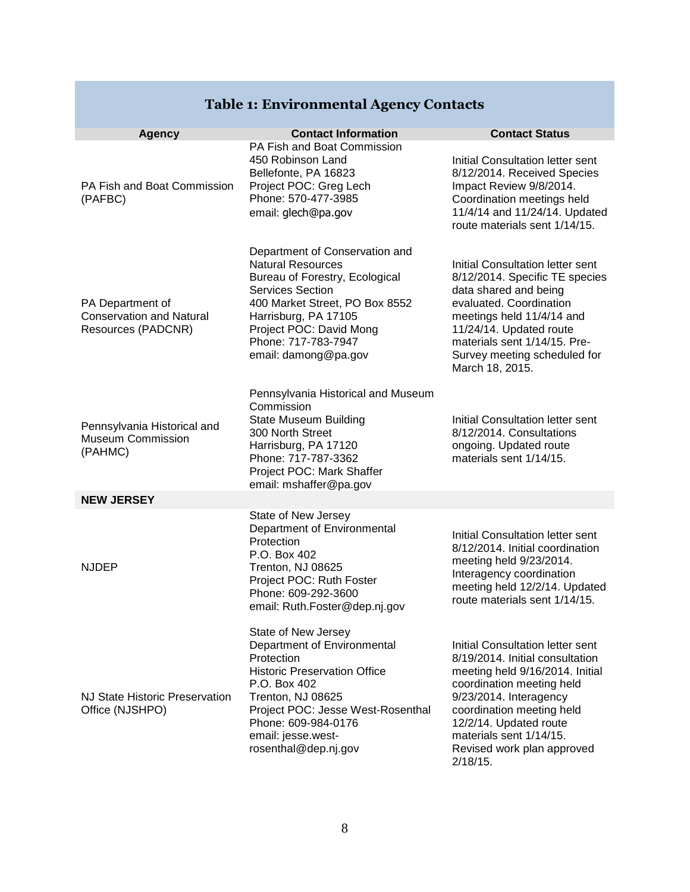## Table 1: Environmental Agency Contacts

| Agency | Contact Information | Contact Status |
|---|---|---|
| PA Fish and Boat Commission (PAFBC) | PA Fish and Boat Commission<br>450 Robinson Land<br>Bellefonte, PA 16823<br>Project POC: Greg Lech<br>Phone: 570-477-3985<br>email: glech@pa.gov | Initial Consultation letter sent 8/12/2014. Received Species Impact Review 9/8/2014. Coordination meetings held 11/4/14 and 11/24/14. Updated route materials sent 1/14/15. |
| PA Department of Conservation and Natural Resources (PADCNR) | Department of Conservation and Natural Resources<br>Bureau of Forestry, Ecological Services Section<br>400 Market Street, PO Box 8552<br>Harrisburg, PA 17105<br>Project POC: David Mong<br>Phone: 717-783-7947<br>email: damong@pa.gov | Initial Consultation letter sent 8/12/2014. Specific TE species data shared and being evaluated. Coordination meetings held 11/4/14 and 11/24/14. Updated route materials sent 1/14/15. Pre-Survey meeting scheduled for March 18, 2015. |
| Pennsylvania Historical and Museum Commission (PAHMC) | Pennsylvania Historical and Museum Commission<br>State Museum Building<br>300 North Street<br>Harrisburg, PA 17120<br>Phone: 717-787-3362<br>Project POC: Mark Shaffer<br>email: mshaffer@pa.gov | Initial Consultation letter sent 8/12/2014. Consultations ongoing. Updated route materials sent 1/14/15. |
| **NEW JERSEY** | | |
| NJDEP | State of New Jersey<br>Department of Environmental Protection<br>P.O. Box 402<br>Trenton, NJ 08625<br>Project POC: Ruth Foster<br>Phone: 609-292-3600<br>email: Ruth.Foster@dep.nj.gov | Initial Consultation letter sent 8/12/2014. Initial coordination meeting held 9/23/2014. Interagency coordination meeting held 12/2/14. Updated route materials sent 1/14/15. |
| NJ State Historic Preservation Office (NJSHPO) | State of New Jersey<br>Department of Environmental Protection<br>Historic Preservation Office<br>P.O. Box 402<br>Trenton, NJ 08625<br>Project POC: Jesse West-Rosenthal<br>Phone: 609-984-0176<br>email: jesse.west-rosenthal@dep.nj.gov | Initial Consultation letter sent 8/19/2014. Initial consultation meeting held 9/16/2014. Initial coordination meeting held 9/23/2014. Interagency coordination meeting held 12/2/14. Updated route materials sent 1/14/15. Revised work plan approved 2/18/15. |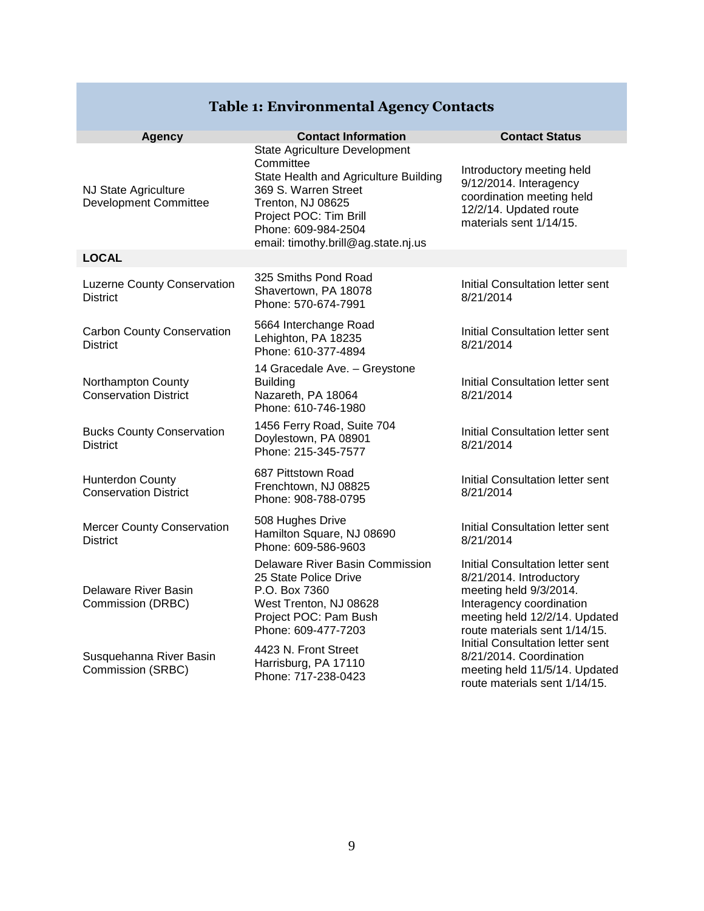**Table 1: Environmental Agency Contacts**

| Agency | Contact Information | Contact Status |
| --- | --- | --- |
| NJ State Agriculture Development Committee | State Agriculture Development Committee<br>State Health and Agriculture Building<br>369 S. Warren Street<br>Trenton, NJ 08625<br>Project POC: Tim Brill<br>Phone: 609-984-2504<br>email: timothy.brill@ag.state.nj.us | Introductory meeting held 9/12/2014. Interagency coordination meeting held 12/2/14. Updated route materials sent 1/14/15. |
| **LOCAL** | | |
| Luzerne County Conservation District | 325 Smiths Pond Road<br>Shavertown, PA 18078<br>Phone: 570-674-7991 | Initial Consultation letter sent 8/21/2014 |
| Carbon County Conservation District | 5664 Interchange Road<br>Lehighton, PA 18235<br>Phone: 610-377-4894 | Initial Consultation letter sent 8/21/2014 |
| Northampton County Conservation District | 14 Gracedale Ave. – Greystone Building<br>Nazareth, PA 18064<br>Phone: 610-746-1980 | Initial Consultation letter sent 8/21/2014 |
| Bucks County Conservation District | 1456 Ferry Road, Suite 704<br>Doylestown, PA 08901<br>Phone: 215-345-7577 | Initial Consultation letter sent 8/21/2014 |
| Hunterdon County Conservation District | 687 Pittstown Road<br>Frenchtown, NJ 08825<br>Phone: 908-788-0795 | Initial Consultation letter sent 8/21/2014 |
| Mercer County Conservation District | 508 Hughes Drive<br>Hamilton Square, NJ 08690<br>Phone: 609-586-9603 | Initial Consultation letter sent 8/21/2014 |
| Delaware River Basin Commission (DRBC) | Delaware River Basin Commission<br>25 State Police Drive<br>P.O. Box 7360<br>West Trenton, NJ 08628<br>Project POC: Pam Bush<br>Phone: 609-477-7203 | Initial Consultation letter sent 8/21/2014. Introductory meeting held 9/3/2014. Interagency coordination meeting held 12/2/14. Updated route materials sent 1/14/15. |
| Susquehanna River Basin Commission (SRBC) | 4423 N. Front Street<br>Harrisburg, PA 17110<br>Phone: 717-238-0423 | Initial Consultation letter sent 8/21/2014. Coordination meeting held 11/5/14. Updated route materials sent 1/14/15. |